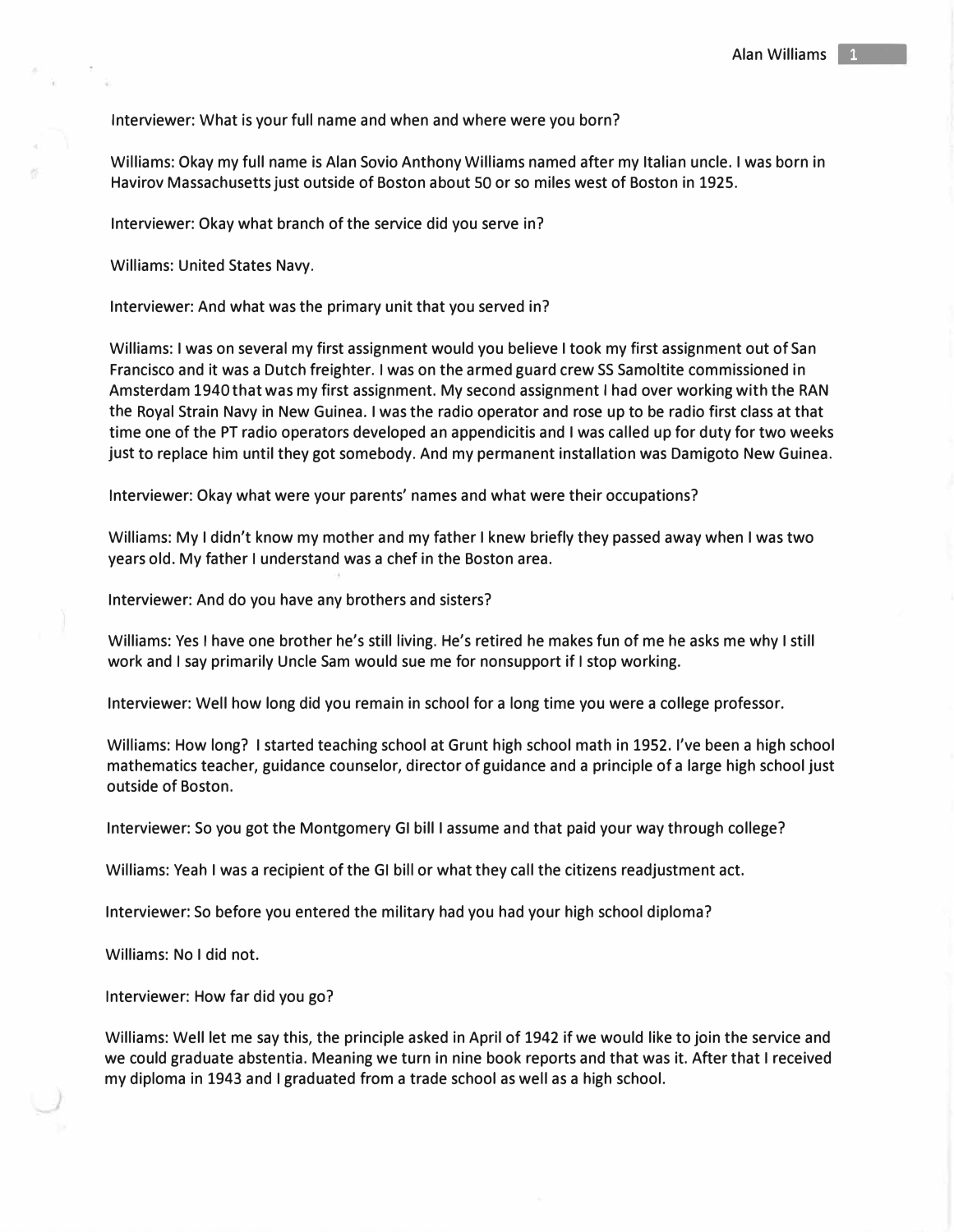Interviewer: What is your full name and when and where were you born?

Williams: Okay my full name is Alan Sovio Anthony Williams named after my Italian uncle. I was born in Havirov Massachusetts just outside of Boston about 50 or so miles west of Boston in 1925.

Interviewer: Okay what branch of the service did you serve in?

Williams: United States Navy.

Interviewer: And what was the primary unit that you served in?

Williams: I was on several my first assignment would you believe I took my first assignment out of San Francisco and it was a Dutch freighter. I was on the armed guard crew SS Samoltite commissioned in Amsterdam 1940 that was my first assignment. My second assignment I had over working with the RAN the Royal Strain Navy in New Guinea. I was the radio operator and rose up to be radio first class at that time one of the PT radio operators developed an appendicitis and I was called up for duty for two weeks just to replace him until they got somebody. And my permanent installation was Damigoto New Guinea.

Interviewer: Okay what were your parents' names and what were their occupations?

Williams: My I didn't know my mother and my father I knew briefly they passed away when I was two years old. My father I understand was a chef in the Boston area.

Interviewer: And do you have any brothers and sisters?

Williams: Yes I have one brother he's still living. He's retired he makes fun of me he asks me why I still work and I say primarily Uncle Sam would sue me for nonsupport if I stop working.

Interviewer: Well how long did you remain in school for a long time you were a college professor.

Williams: How long? I started teaching school at Grunt high school math in 1952. I've been a high school mathematics teacher, guidance counselor, director of guidance and a principle of a large high school just outside of Boston.

Interviewer: So you got the Montgomery GI bill I assume and that paid your way through college?

Williams: Yeah I was a recipient of the GI bill or what they call the citizens readjustment act.

Interviewer: So before you entered the military had you had your high school diploma?

Williams: No I did not.

Interviewer: How far did you go?

Williams: Well let me say this, the principle asked in April of 1942 if we would like to join the service and we could graduate abstentia. Meaning we turn in nine book reports and that was it. After that I received my diploma in 1943 and I graduated from a trade school as well as a high school.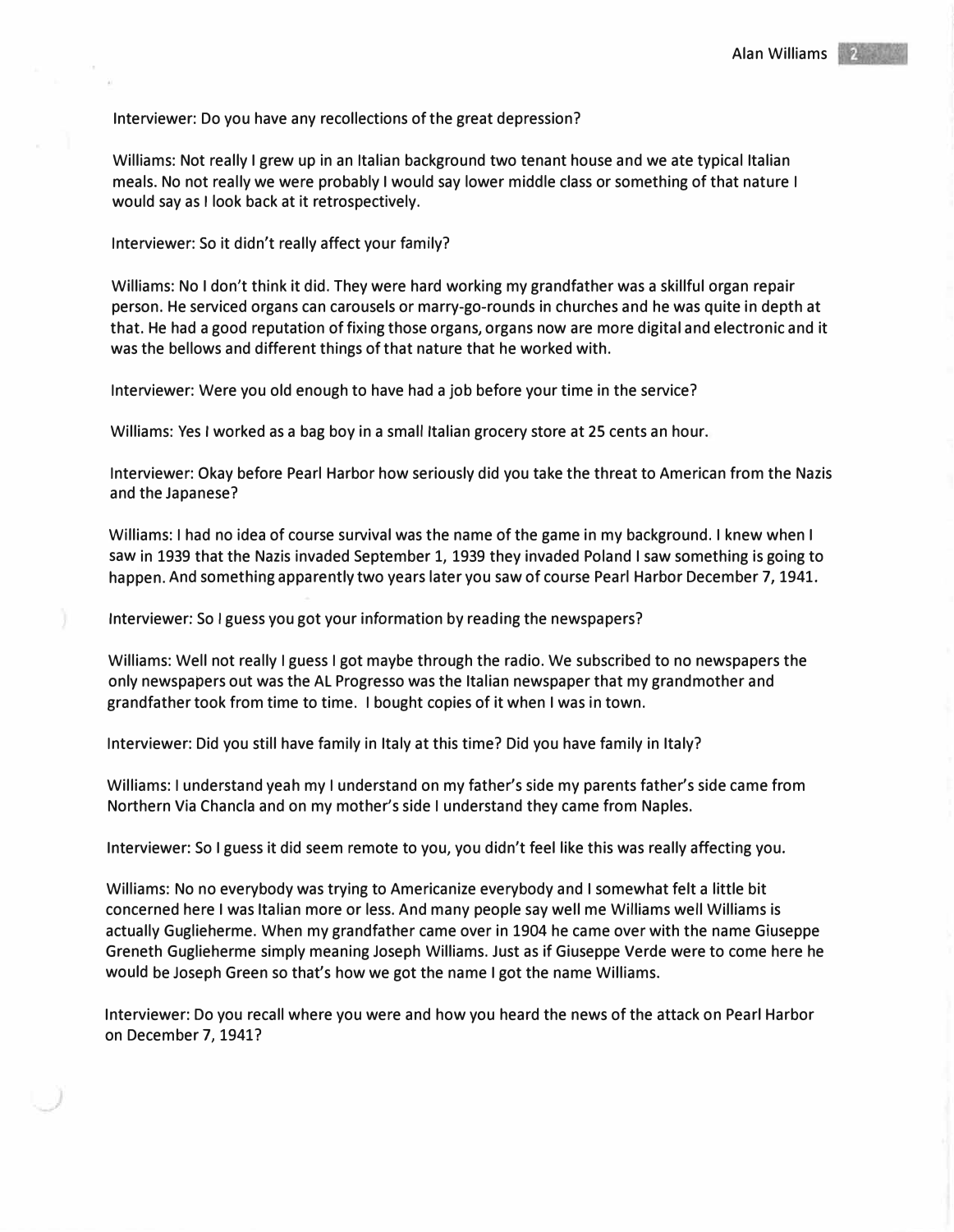Interviewer: Do you have any recollections of the great depression?

Williams: Not really I grew up in an Italian background two tenant house and we ate typical Italian meals. No not really we were probably I would say lower middle class or something of that nature I would say as I look back at it retrospectively.

Interviewer: So it didn't really affect your family?

Williams: No I don't think it did. They were hard working my grandfather was a skillful organ repair person. He serviced organs can carousels or marry-go-rounds in churches and he was quite in depth at that. He had a good reputation of fixing those organs, organs now are more digital and electronic and it was the bellows and different things of that nature that he worked with.

Interviewer: Were you old enough to have had a job before your time in the service?

Williams: Yes I worked as a bag boy in a small Italian grocery store at 25 cents an hour.

Interviewer: Okay before Pearl Harbor how seriously did you take the threat to American from the Nazis and the Japanese?

Williams: I had no idea of course survival was the name of the game in my background. I knew when I saw in 1939 that the Nazis invaded September 1, 1939 they invaded Poland I saw something is going to happen. And something apparently two years later you saw of course Pearl Harbor December 7, 1941.

Interviewer: So I guess you got your information by reading the newspapers?

Williams: Well not really I guess I got maybe through the radio. We subscribed to no newspapers the only newspapers out was the AL Progresso was the Italian newspaper that my grandmother and grandfather took from time to time. I bought copies of it when I was in town.

Interviewer: Did you still have family in Italy at this time? Did you have family in Italy?

Williams: I understand yeah my I understand on my father's side my parents father's side came from Northern Via Chancla and on my mother's side I understand they came from Naples.

Interviewer: So I guess it did seem remote to you, you didn't feel like this was really affecting you.

Williams: No no everybody was trying to Americanize everybody and I somewhat felt a little bit concerned here I was Italian more or less. And many people say well me Williams well Williams is actually Guglieherme. When my grandfather came over in 1904 he came over with the name Giuseppe Greneth Guglieherme simply meaning Joseph Williams. Just as if Giuseppe Verde were to come here he would be Joseph Green so that's how we got the name I got the name Williams.

Interviewer: Do you recall where you were and how you heard the news of the attack on Pearl Harbor on December 7, 1941?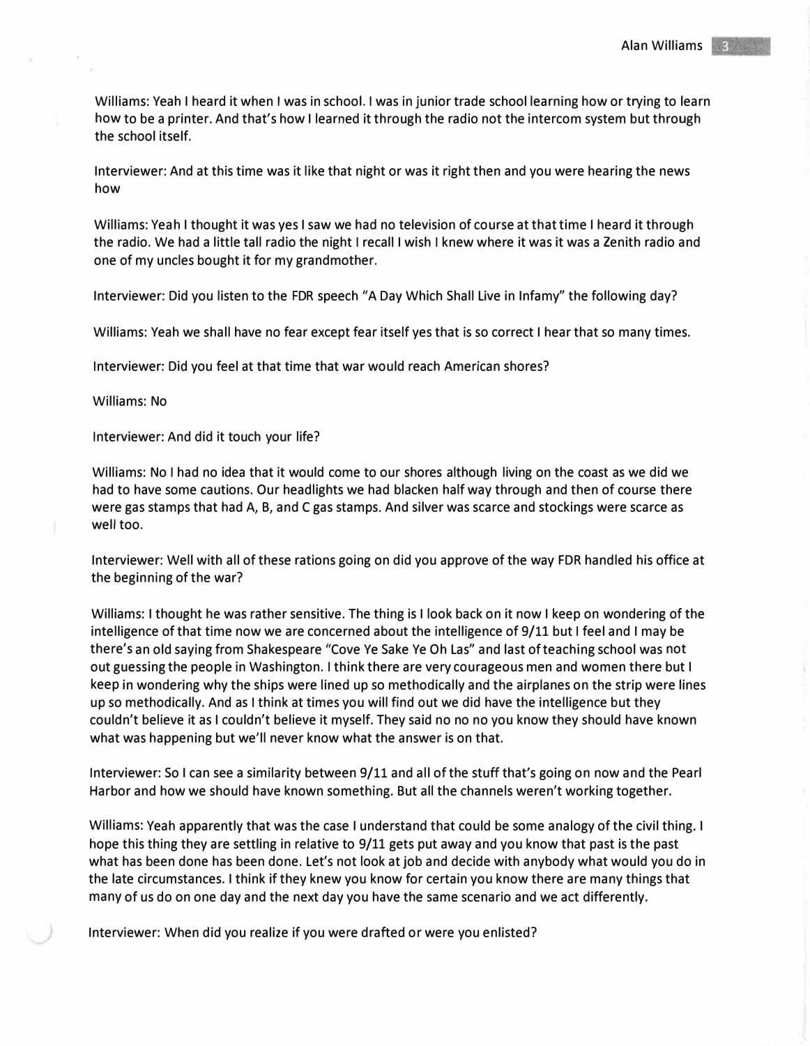Williams: Yeah I heard it when I was in school. I was in junior trade school learning how or trying to learn how to be a printer. And that's how I learned it through the radio not the intercom system but through the school itself.

Interviewer: And at this time was it like that night or was it right then and you were hearing the news how

Williams: Yeah I thought it was yes I saw we had no television of course at that time I heard it through the radio. We had a little tall radio the night I recall I wish I knew where it was it was a Zenith radio and one of my uncles bought it for my grandmother.

Interviewer: Did you listen to the FDR speech "A Day Which Shall Live in Infamy" the following day?

Williams: Yeah we shall have no fear except fear itself yes that is so correct I hear that so many times.

Interviewer: Did you feel at that time that war would reach American shores?

Williams: No

Interviewer: And did it touch your life?

Williams: No I had no idea that it would come to our shores although living on the coast as we did we had to have some cautions. Our headlights we had blacken half way through and then of course there were gas stamps that had A, B, and C gas stamps. And silver was scarce and stockings were scarce as well too.

Interviewer: Well with all of these rations going on did you approve of the way FDR handled his office at the beginning of the war?

Williams: I thought he was rather sensitive. The thing is I look back on it now I keep on wondering of the intelligence of that time now we are concerned about the intelligence of 9/11 but I feel and I may be there's an old saying from Shakespeare "Cove Ye Sake Ye Oh Las" and last of teaching school was not out guessing the people in Washington. I think there are very courageous men and women there but I keep in wondering why the ships were lined up so methodically and the airplanes on the strip were lines up so methodically. And as I think at times you will find out we did have the intelligence but they couldn't believe it as I couldn't believe it myself. They said no no no you know they should have known what was happening but we'll never know what the answer is on that.

Interviewer: So I can see a similarity between 9/11 and all of the stuff that's going on now and the Pearl Harbor and how we should have known something. But all the channels weren't working together.

Williams: Yeah apparently that was the case I understand that could be some analogy of the civil thing. I hope this thing they are settling in relative to 9/11 gets put away and you know that past is the past what has been done has been done. Let's not look at job and decide with anybody what would you do in the late circumstances. I think if they knew you know for certain you know there are many things that many of us do on one day and the next day you have the same scenario and we act differently.

Interviewer: When did you realize if you were drafted or were you enlisted?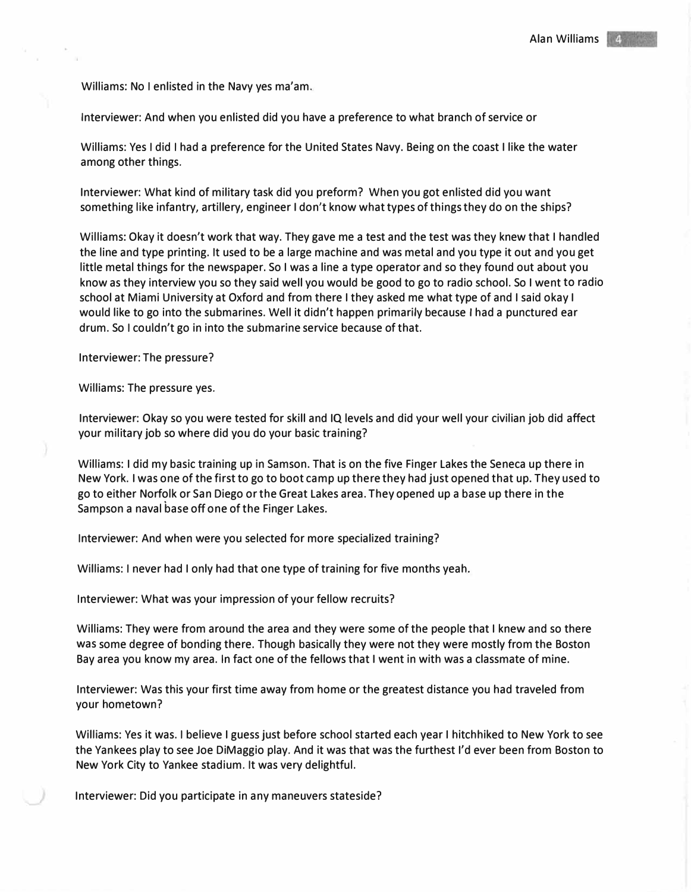Williams: No I enlisted in the Navy yes ma'am.

Interviewer: And when you enlisted did you have a preference to what branch of service or

Williams: Yes I did I had a preference for the United States Navy. Being on the coast I like the water among other things.

Interviewer: What kind of military task did you preform? When you got enlisted did you want something like infantry, artillery, engineer I don't know what types of things they do on the ships?

Williams: Okay it doesn't work that way. They gave me a test and the test was they knew that I handled the line and type printing. It used to be a large machine and was metal and you type it out and you get little metal things for the newspaper. So I was a line a type operator and so they found out about you know as they interview you so they said well you would be good to go to radio school. So I went to radio school at Miami University at Oxford and from there I they asked me what type of and I said okay I would like to go into the submarines. Well it didn't happen primarily because I had a punctured ear drum. So I couldn't go in into the submarine service because of that.

Interviewer: The pressure?

Williams: The pressure yes.

Interviewer: Okay so you were tested for skill and IQ levels and did your well your civilian job did affect your military job so where did you do your basic training?

Williams: I did my basic training up in Samson. That is on the five Finger Lakes the Seneca up there in New York. I was one of the first to go to boot camp up there they had just opened that up. They used to go to either Norfolk or San Diego or the Great Lakes area. They opened up a base up there in the Sampson a naval base off one of the Finger Lakes.

Interviewer: And when were you selected for more specialized training?

Williams: I never had I only had that one type of training for five months yeah.

Interviewer: What was your impression of your fellow recruits?

Williams: They were from around the area and they were some of the people that I knew and so there was some degree of bonding there. Though basically they were not they were mostly from the Boston Bay area you know my area. In fact one of the fellows that I went in with was a classmate of mine.

Interviewer: Was this your first time away from home or the greatest distance you had traveled from your hometown?

Williams: Yes it was. I believe I guess just before school started each year I hitchhiked to New York to see the Yankees play to see Joe DiMaggio play. And it was that was the furthest I'd ever been from Boston to New York City to Yankee stadium. It was very delightful.

Interviewer: Did you participate in any maneuvers stateside?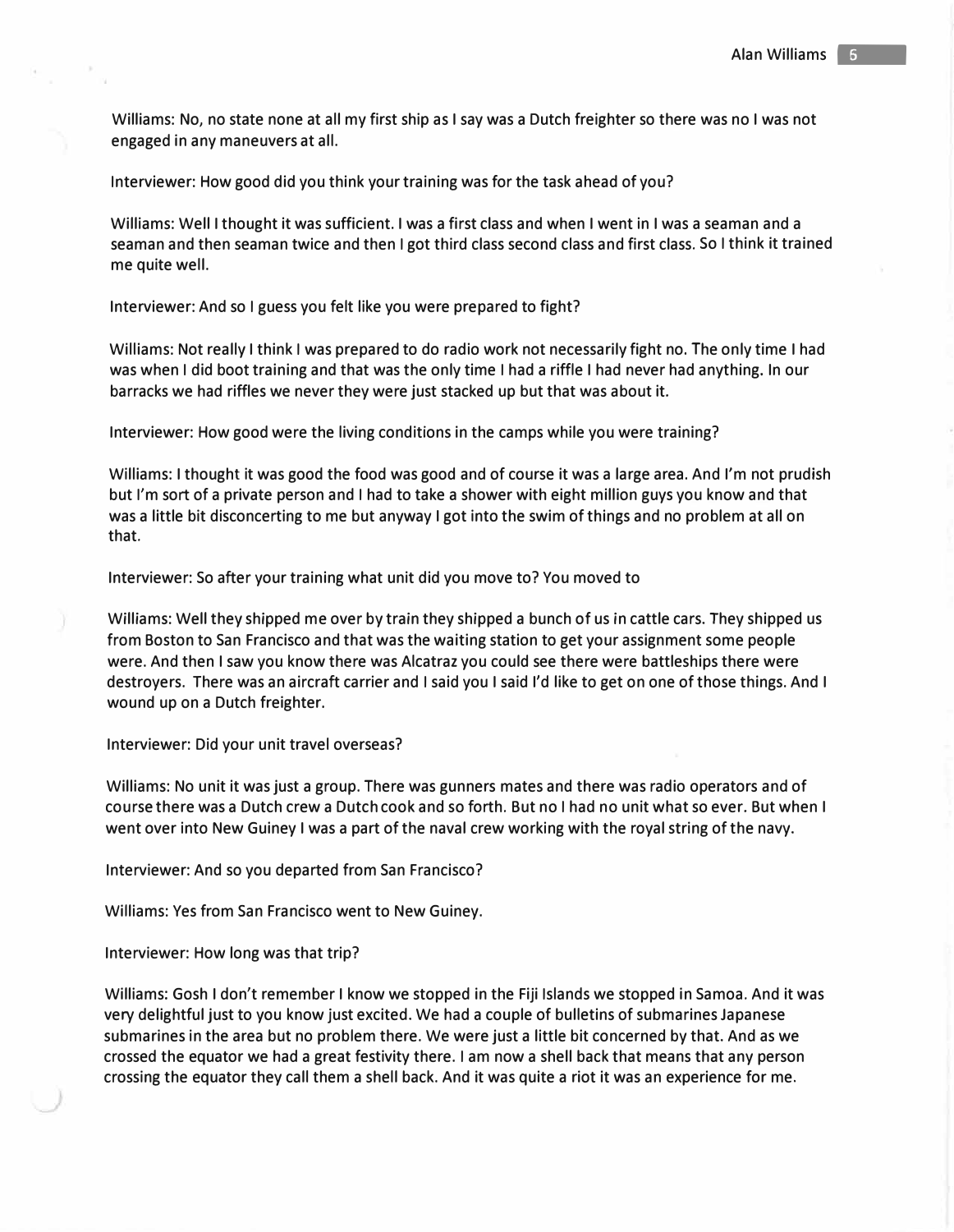Williams: No, no state none at all my first ship as I say was a Dutch freighter so there was no I was not engaged in any maneuvers at all.

Interviewer: How good did you think your training was for the task ahead of you?

Williams: Well I thought it was sufficient. I was a first class and when I went in I was a seaman and a seaman and then seaman twice and then I got third class second class and first class. So I think it trained me quite well.

Interviewer: And so I guess you felt like you were prepared to fight?

Williams: Not really I think I was prepared to do radio work not necessarily fight no. The only time I had was when I did boot training and that was the only time I had a riffle I had never had anything. In our barracks we had riffles we never they were just stacked up but that was about it.

Interviewer: How good were the living conditions in the camps while you were training?

Williams: I thought it was good the food was good and of course it was a large area. And I'm not prudish but I'm sort of a private person and I had to take a shower with eight million guys you know and that was a little bit disconcerting to me but anyway I got into the swim of things and no problem at all on that.

Interviewer: So after your training what unit did you move to? You moved to

Williams: Well they shipped me over by train they shipped a bunch of us in cattle cars. They shipped us from Boston to San Francisco and that was the waiting station to get your assignment some people were. And then I saw you know there was Alcatraz you could see there were battleships there were destroyers. There was an aircraft carrier and I said you I said I'd like to get on one of those things. And I wound up on a Dutch freighter.

Interviewer: Did your unit travel overseas?

Williams: No unit it was just a group. There was gunners mates and there was radio operators and of course there was a Dutch crew a Dutch cook and so forth. But no I had no unit what so ever. But when I went over into New Guiney I was a part of the naval crew working with the royal string of the navy.

Interviewer: And so you departed from San Francisco?

Williams: Yes from San Francisco went to New Guiney.

Interviewer: How long was that trip?

Williams: Gosh I don't remember I know we stopped in the Fiji Islands we stopped in Samoa. And it was very delightful just to you know just excited. We had a couple of bulletins of submarines Japanese submarines in the area but no problem there. We were just a little bit concerned by that. And as we crossed the equator we had a great festivity there. I am now a shell back that means that any person crossing the equator they call them a shell back. And it was quite a riot it was an experience for me.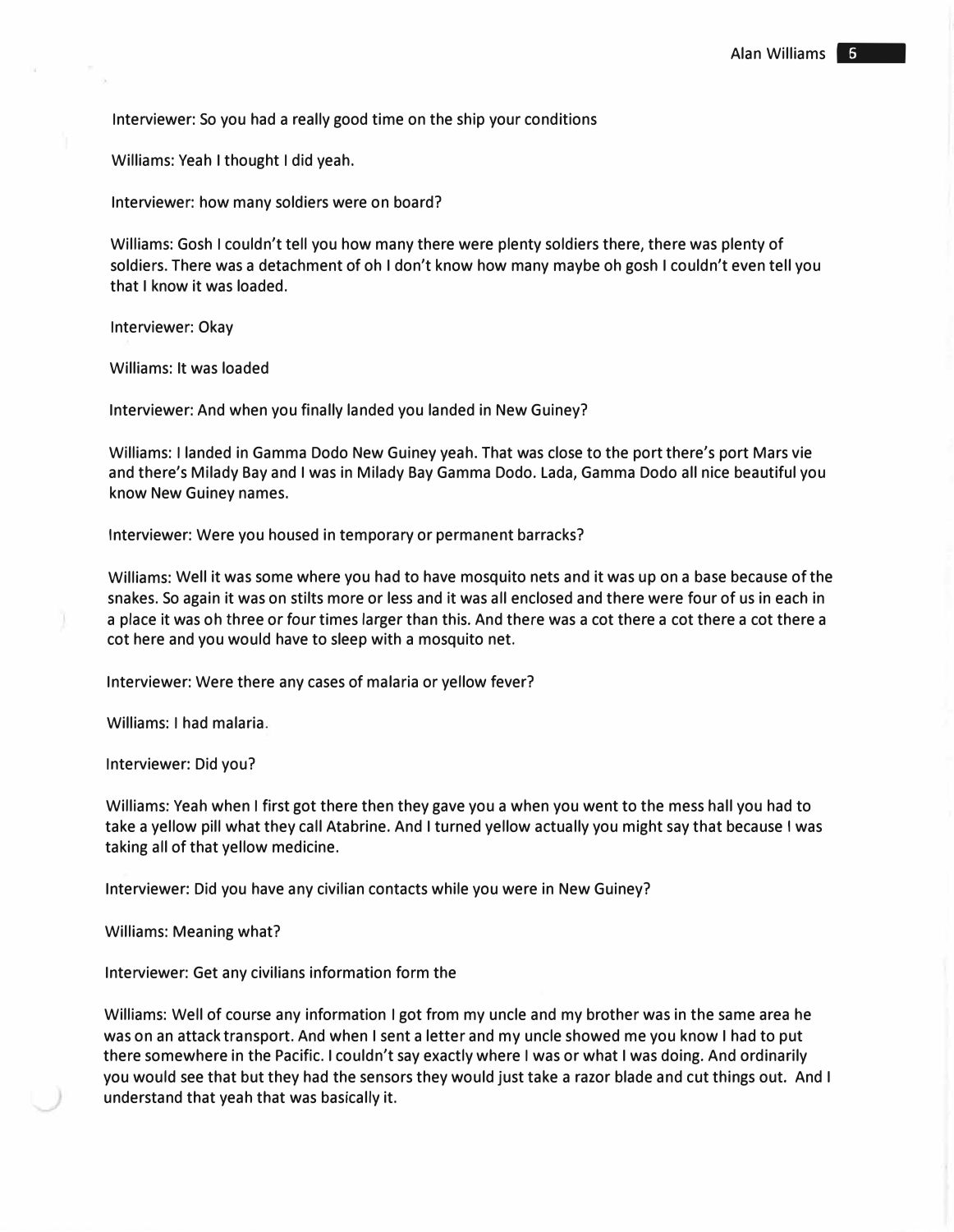Interviewer: So you had a really good time on the ship your conditions

Williams: Yeah I thought I did yeah.

Interviewer: how many soldiers were on board?

Williams: Gosh I couldn't tell you how many there were plenty soldiers there, there was plenty of soldiers. There was a detachment of oh I don't know how many maybe oh gosh I couldn't even tell you that I know it was loaded.

Interviewer: Okay

Williams: It was loaded

Interviewer: And when you finally landed you landed in New Guiney?

Williams: I landed in Gamma Dodo New Guiney yeah. That was close to the port there's port Mars vie and there's Milady Bay and I was in Milady Bay Gamma Dodo. Lada, Gamma Dodo all nice beautiful you know New Guiney names.

Interviewer: Were you housed in temporary or permanent barracks?

Williams: Well it was some where you had to have mosquito nets and it was up on a base because of the snakes. So again it was on stilts more or less and it was all enclosed and there were four of us in each in a place it was oh three or four times larger than this. And there was a cot there a cot there a cot there a cot here and you would have to sleep with a mosquito net.

Interviewer: Were there any cases of malaria or yellow fever?

Williams: I had malaria.

Interviewer: Did you?

Williams: Yeah when I first got there then they gave you a when you went to the mess hall you had to take a yellow pill what they call Atabrine. And I turned yellow actually you might say that because I was taking all of that yellow medicine.

Interviewer: Did you have any civilian contacts while you were in New Guiney?

Williams: Meaning what?

Interviewer: Get any civilians information form the

Williams: Well of course any information I got from my uncle and my brother was in the same area he was on an attack transport. And when I sent a letter and my uncle showed me you know I had to put there somewhere in the Pacific. I couldn't say exactly where I was or what I was doing. And ordinarily you would see that but they had the sensors they would just take a razor blade and cut things out. And I understand that yeah that was basically it.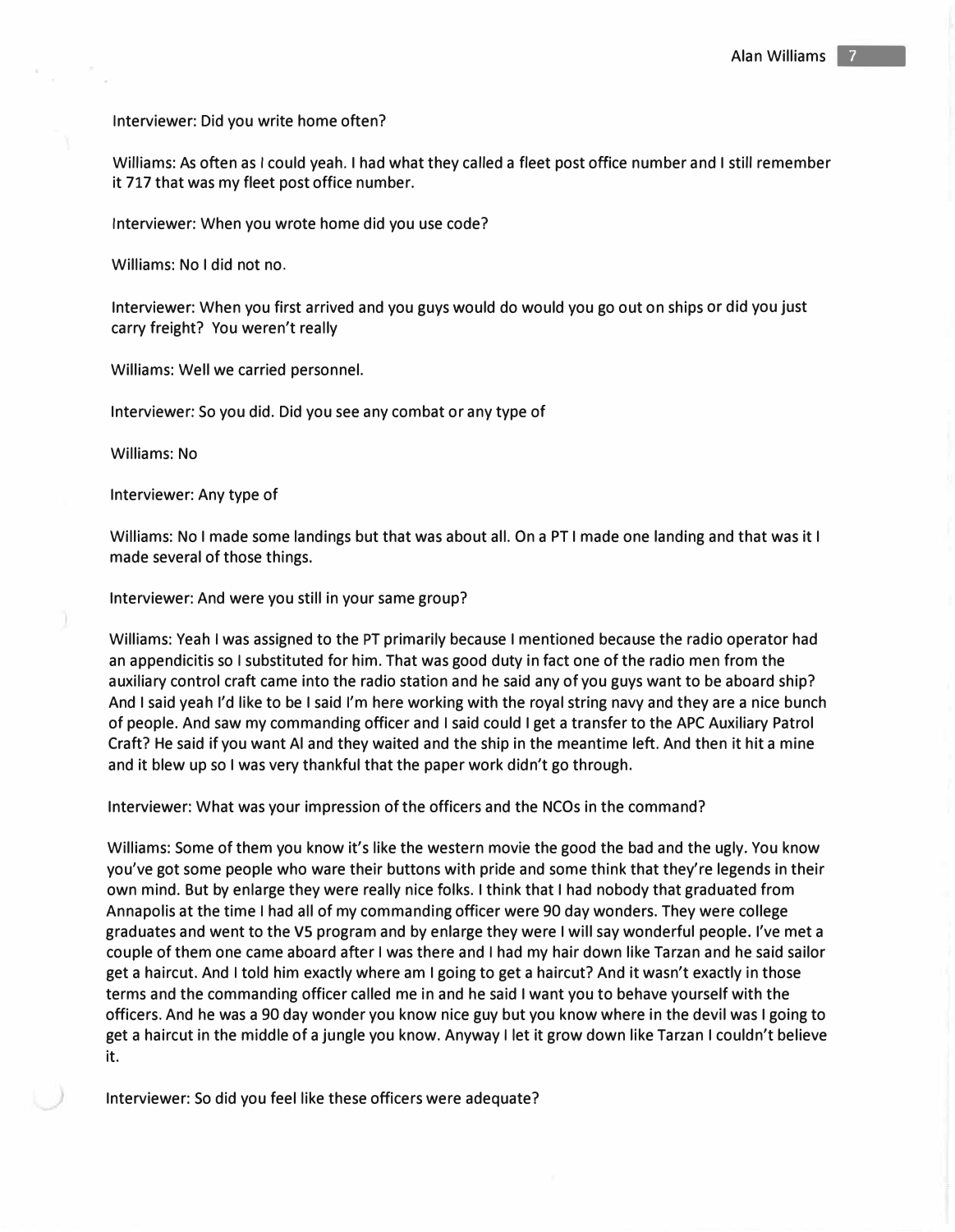Interviewer: Did you write home often?

Williams: As often as I could yeah. I had what they called a fleet post office number and I still remember it 717 that was my fleet post office number.

Interviewer: When you wrote home did you use code?

Williams: No I did not no.

Interviewer: When you first arrived and you guys would do would you go out on ships or did you just carry freight? You weren't really

Williams: Well we carried personnel.

Interviewer: So you did. Did you see any combat or any type of

Williams: No

Interviewer: Any type of

Williams: No I made some landings but that was about all. On a PT I made one landing and that was it I made several of those things.

Interviewer: And were you still in your same group?

Williams: Yeah I was assigned to the PT primarily because I mentioned because the radio operator had an appendicitis so I substituted for him. That was good duty in fact one of the radio men from the auxiliary control craft came into the radio station and he said any of you guys want to be aboard ship? And I said yeah I'd like to be I said I'm here working with the royal string navy and they are a nice bunch of people. And saw my commanding officer and I said could I get a transfer to the APC Auxiliary Patrol Craft? He said if you want Al and they waited and the ship in the meantime left. And then it hit a mine and it blew up so I was very thankful that the paper work didn't go through.

Interviewer: What was your impression of the officers and the NCOs in the command?

Williams: Some of them you know it's like the western movie the good the bad and the ugly. You know you've got some people who ware their buttons with pride and some think that they're legends in their own mind. But by enlarge they were really nice folks. I think that I had nobody that graduated from Annapolis at the time I had all of my commanding officer were 90 day wonders. They were college graduates and went to the V5 program and by enlarge they were I will say wonderful people. I've met a couple of them one came aboard after I was there and I had my hair down like Tarzan and he said sailor get a haircut. And I told him exactly where am I going to get a haircut? And it wasn't exactly in those terms and the commanding officer called me in and he said I want you to behave yourself with the officers. And he was a 90 day wonder you know nice guy but you know where in the devil was I going to get a haircut in the middle of a jungle you know. Anyway I let it grow down like Tarzan I couldn't believe it.

Interviewer: So did you feel like these officers were adequate?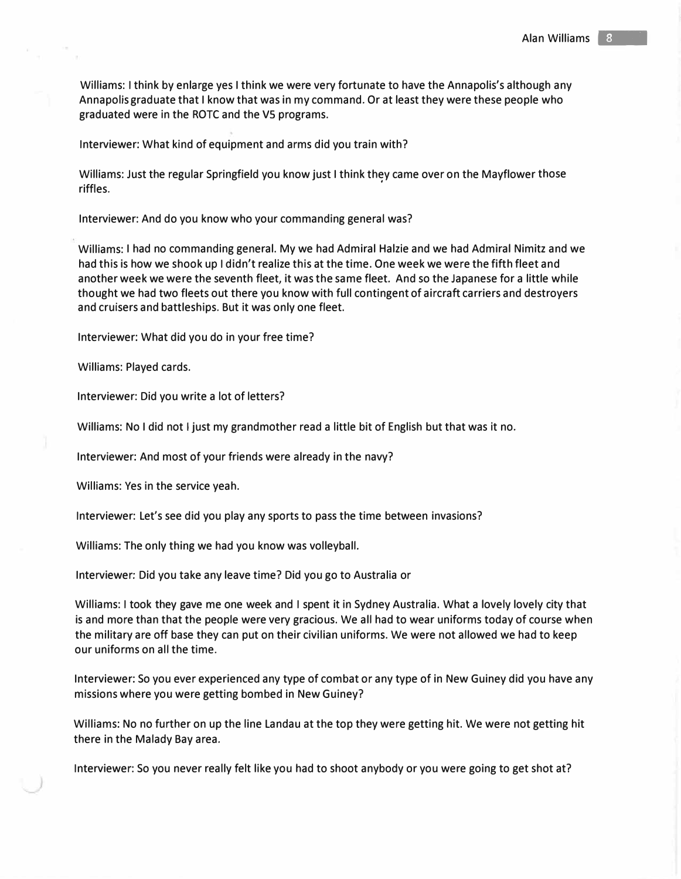Williams: I think by enlarge yes I think we were very fortunate to have the Annapolis's although any Annapolis graduate that I know that was in my command. Or at least they were these people who graduated were in the ROTC and the V5 programs.

Interviewer: What kind of equipment and arms did you train with?

Williams: Just the regular Springfield you know just I think they came over on the Mayflower those riffles.

Interviewer: And do you know who your commanding general was?

Williams: I had no commanding general. My we had Admiral Halzie and we had Admiral Nimitz and we had this is how we shook up I didn't realize this at the time. One week we were the fifth fleet and another week we were the seventh fleet, it was the same fleet. And so the Japanese for a little while thought we had two fleets out there you know with full contingent of aircraft carriers and destroyers and cruisers and battleships. But it was only one fleet.

Interviewer: What did you do in your free time?

Williams: Played cards.

Interviewer: Did you write a lot of letters?

Williams: No I did not I just my grandmother read a little bit of English but that was it no.

Interviewer: And most of your friends were already in the navy?

Williams: Yes in the service yeah.

Interviewer: Let's see did you play any sports to pass the time between invasions?

Williams: The only thing we had you know was volleyball.

Interviewer: Did you take any leave time? Did you go to Australia or

Williams: I took they gave me one week and I spent it in Sydney Australia. What a lovely lovely city that is and more than that the people were very gracious. We all had to wear uniforms today of course when the military are off base they can put on their civilian uniforms. We were not allowed we had to keep our uniforms on all the time.

Interviewer: So you ever experienced any type of combat or any type of in New Guiney did you have any missions where you were getting bombed in New Guiney?

Williams: No no further on up the line Landau at the top they were getting hit. We were not getting hit there in the Malady Bay area.

Interviewer: So you never really felt like you had to shoot anybody or you were going to get shot at?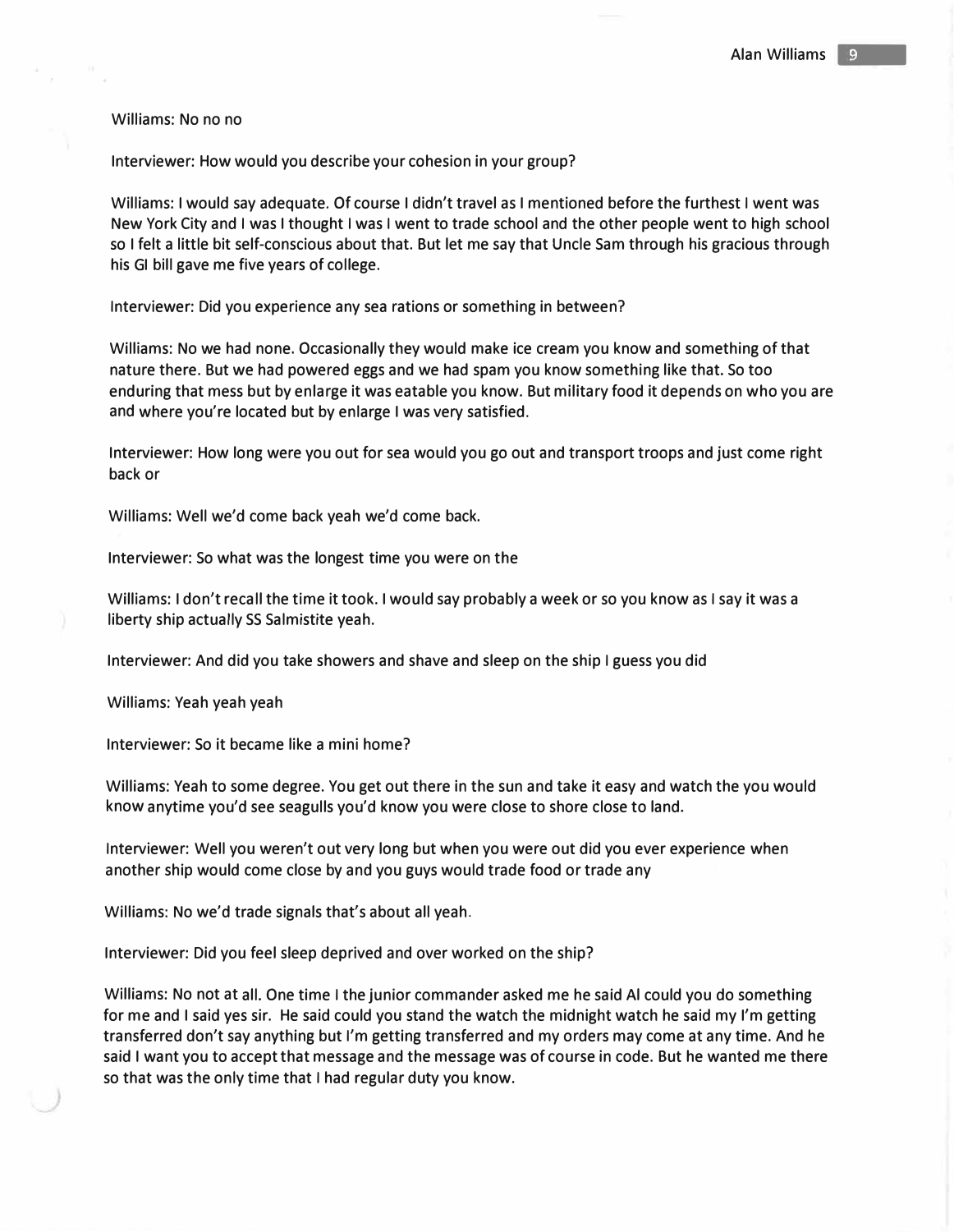Williams: No no no

Interviewer: How would you describe your cohesion in your group?

Williams: I would say adequate. Of course I didn't travel as I mentioned before the furthest I went was New York City and I was I thought I was I went to trade school and the other people went to high school so I felt a little bit self-conscious about that. But let me say that Uncle Sam through his gracious through his GI bill gave me five years of college.

Interviewer: Did you experience any sea rations or something in between?

Williams: No we had none. Occasionally they would make ice cream you know and something of that nature there. But we had powered eggs and we had spam you know something like that. So too enduring that mess but by enlarge it was eatable you know. But military food it depends on who you are and where you're located but by enlarge I was very satisfied.

Interviewer: How long were you out for sea would you go out and transport troops and just come right back or

Williams: Well we'd come back yeah we'd come back.

Interviewer: So what was the longest time you were on the

Williams: I don't recall the time it took. I would say probably a week or so you know as I say it was a liberty ship actually SS Salmistite yeah.

Interviewer: And did you take showers and shave and sleep on the ship I guess you did

Williams: Yeah yeah yeah

Interviewer: So it became like a mini home?

Williams: Yeah to some degree. You get out there in the sun and take it easy and watch the you would know anytime you'd see seagulls you'd know you were close to shore close to land.

Interviewer: Well you weren't out very long but when you were out did you ever experience when another ship would come close by and you guys would trade food or trade any

Williams: No we'd trade signals that's about all yeah.

Interviewer: Did you feel sleep deprived and over worked on the ship?

Williams: No not at all. One time I the junior commander asked me he said Al could you do something for me and I said yes sir. He said could you stand the watch the midnight watch he said my I'm getting transferred don't say anything but I'm getting transferred and my orders may come at any time. And he said I want you to accept that message and the message was of course in code. But he wanted me there so that was the only time that I had regular duty you know.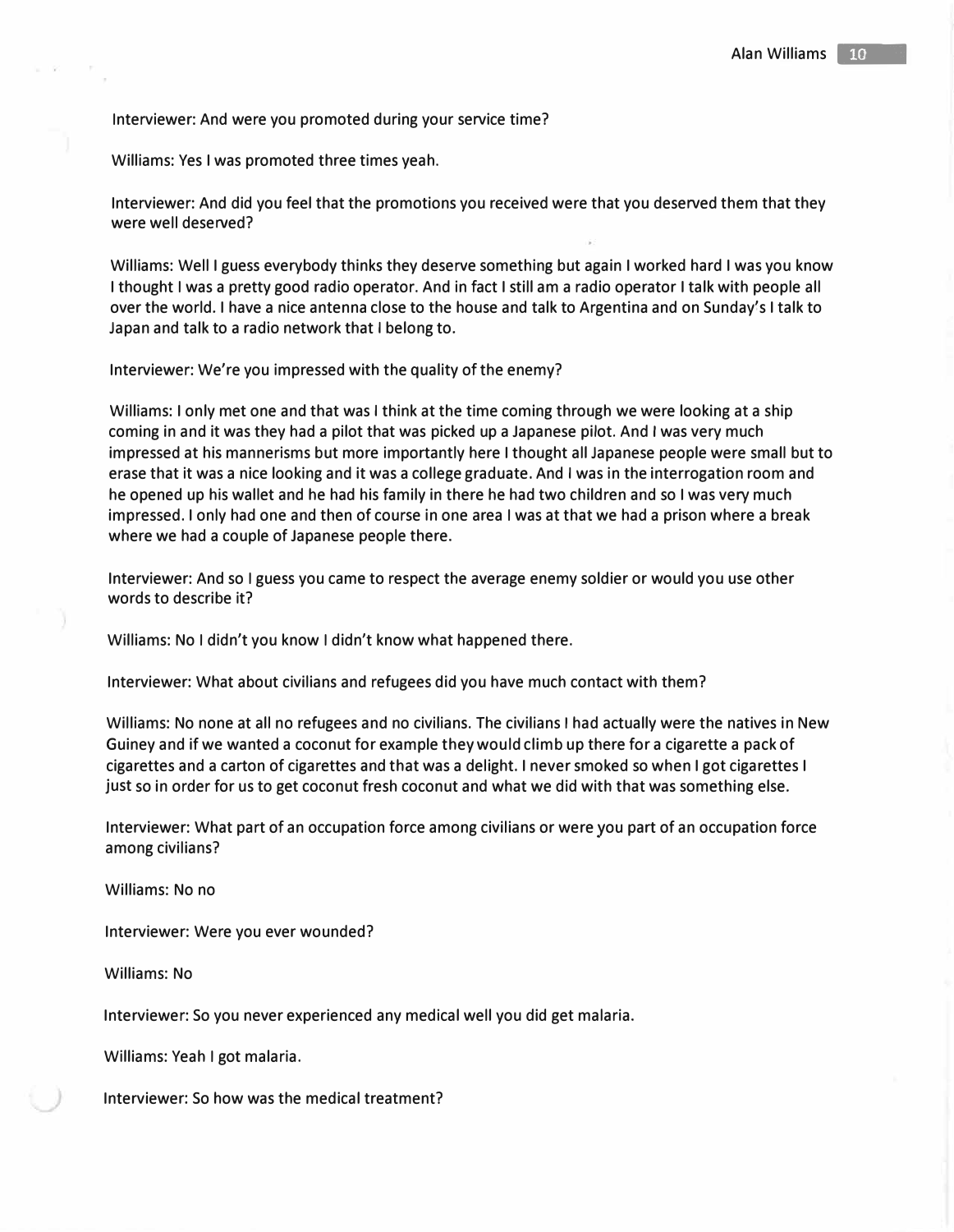Interviewer: And were you promoted during your service time?

Williams: Yes I was promoted three times yeah.

Interviewer: And did you feel that the promotions you received were that you deserved them that they were well deserved?

Williams: Well I guess everybody thinks they deserve something but again I worked hard I was you know I thought I was a pretty good radio operator. And in fact I still am a radio operator I talk with people all over the world. I have a nice antenna close to the house and talk to Argentina and on Sunday's I talk to Japan and talk to a radio network that I belong to.

Interviewer: We're you impressed with the quality of the enemy?

Williams: I only met one and that was I think at the time coming through we were looking at a ship coming in and it was they had a pilot that was picked up a Japanese pilot. And I was very much impressed at his mannerisms but more importantly here I thought all Japanese people were small but to erase that it was a nice looking and it was a college graduate. And I was in the interrogation room and he opened up his wallet and he had his family in there he had two children and so I was very much impressed. I only had one and then of course in one area I was at that we had a prison where a break where we had a couple of Japanese people there.

Interviewer: And so I guess you came to respect the average enemy soldier or would you use other words to describe it?

Williams: No I didn't you know I didn't know what happened there.

Interviewer: What about civilians and refugees did you have much contact with them?

Williams: No none at all no refugees and no civilians. The civilians I had actually were the natives in New Guiney and if we wanted a coconut for example they would climb up there for a cigarette a pack of cigarettes and a carton of cigarettes and that was a delight. I never smoked so when I got cigarettes I just so in order for us to get coconut fresh coconut and what we did with that was something else.

Interviewer: What part of an occupation force among civilians or were you part of an occupation force among civilians?

Williams: No no

Interviewer: Were you ever wounded?

Williams: No

Interviewer: So you never experienced any medical well you did get malaria.

Williams: Yeah I got malaria.

Interviewer: So how was the medical treatment?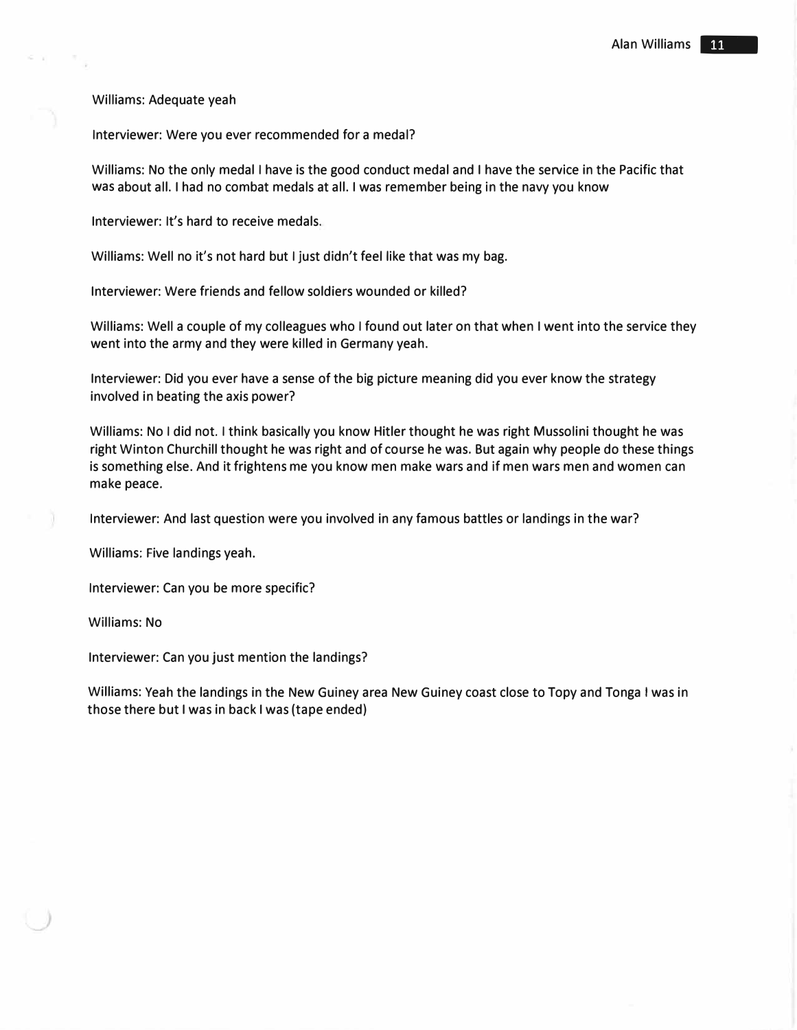Williams: Adequate yeah

Interviewer: Were you ever recommended for a medal?

Williams: No the only medal I have is the good conduct medal and I have the service in the Pacific that was about all. I had no combat medals at all. I was remember being in the navy you know

Interviewer: It's hard to receive medals.

Williams: Well no it's not hard but I just didn't feel like that was my bag.

Interviewer: Were friends and fellow soldiers wounded or killed?

Williams: Well a couple of my colleagues who I found out later on that when I went into the service they went into the army and they were killed in Germany yeah.

Interviewer: Did you ever have a sense of the big picture meaning did you ever know the strategy involved in beating the axis power?

Williams: No I did not. I think basically you know Hitler thought he was right Mussolini thought he was right Winton Churchill thought he was right and of course he was. But again why people do these things is something else. And it frightens me you know men make wars and if men wars men and women can make peace.

Interviewer: And last question were you involved in any famous battles or landings in the war?

Williams: Five landings yeah.

Interviewer: Can you be more specific?

Williams: No

Interviewer: Can you just mention the landings?

Williams: Yeah the landings in the New Guiney area New Guiney coast close to Topy and Tonga I was in those there but I was in back I was (tape ended)